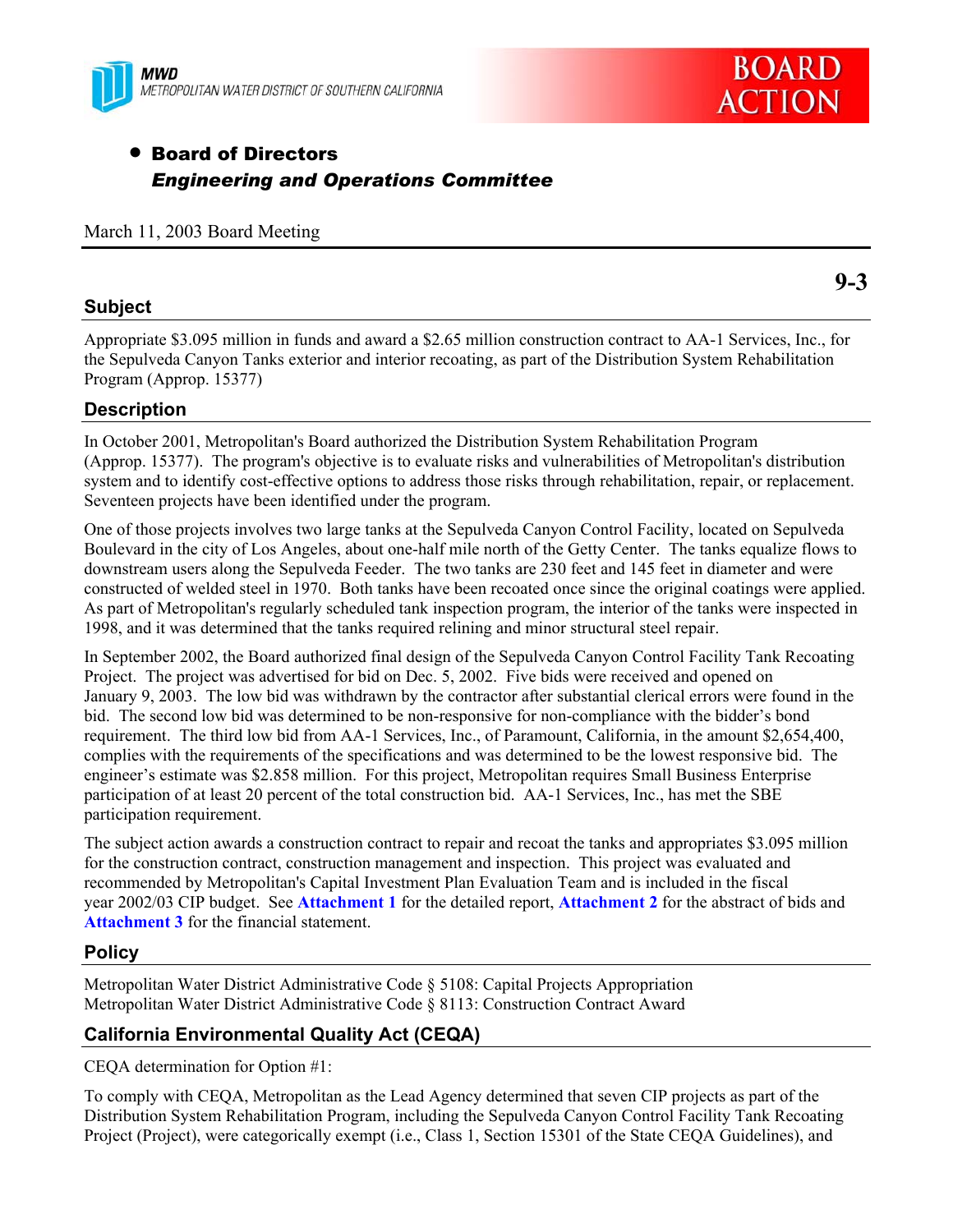MWD
METROPOLITAN WATER DISTRICT OF SOUTHERN CALIFORNIA

BOARD ACTION

- **Board of Directors**
  ***Engineering and Operations Committee***

March 11, 2003 Board Meeting

**9-3**

## Subject

Appropriate $3.095 million in funds and award a $2.65 million construction contract to AA-1 Services, Inc., for the Sepulveda Canyon Tanks exterior and interior recoating, as part of the Distribution System Rehabilitation Program (Approp. 15377)

## Description

In October 2001, Metropolitan's Board authorized the Distribution System Rehabilitation Program (Approp. 15377). The program's objective is to evaluate risks and vulnerabilities of Metropolitan's distribution system and to identify cost-effective options to address those risks through rehabilitation, repair, or replacement. Seventeen projects have been identified under the program.

One of those projects involves two large tanks at the Sepulveda Canyon Control Facility, located on Sepulveda Boulevard in the city of Los Angeles, about one-half mile north of the Getty Center. The tanks equalize flows to downstream users along the Sepulveda Feeder. The two tanks are 230 feet and 145 feet in diameter and were constructed of welded steel in 1970. Both tanks have been recoated once since the original coatings were applied. As part of Metropolitan's regularly scheduled tank inspection program, the interior of the tanks were inspected in 1998, and it was determined that the tanks required relining and minor structural steel repair.

In September 2002, the Board authorized final design of the Sepulveda Canyon Control Facility Tank Recoating Project. The project was advertised for bid on Dec. 5, 2002. Five bids were received and opened on January 9, 2003. The low bid was withdrawn by the contractor after substantial clerical errors were found in the bid. The second low bid was determined to be non-responsive for non-compliance with the bidder's bond requirement. The third low bid from AA-1 Services, Inc., of Paramount, California, in the amount $2,654,400, complies with the requirements of the specifications and was determined to be the lowest responsive bid. The engineer's estimate was $2.858 million. For this project, Metropolitan requires Small Business Enterprise participation of at least 20 percent of the total construction bid. AA-1 Services, Inc., has met the SBE participation requirement.

The subject action awards a construction contract to repair and recoat the tanks and appropriates $3.095 million for the construction contract, construction management and inspection. This project was evaluated and recommended by Metropolitan's Capital Investment Plan Evaluation Team and is included in the fiscal year 2002/03 CIP budget. See **Attachment 1** for the detailed report, **Attachment 2** for the abstract of bids and **Attachment 3** for the financial statement.

## Policy

Metropolitan Water District Administrative Code § 5108: Capital Projects Appropriation
Metropolitan Water District Administrative Code § 8113: Construction Contract Award

## California Environmental Quality Act (CEQA)

CEQA determination for Option #1:

To comply with CEQA, Metropolitan as the Lead Agency determined that seven CIP projects as part of the Distribution System Rehabilitation Program, including the Sepulveda Canyon Control Facility Tank Recoating Project (Project), were categorically exempt (i.e., Class 1, Section 15301 of the State CEQA Guidelines), and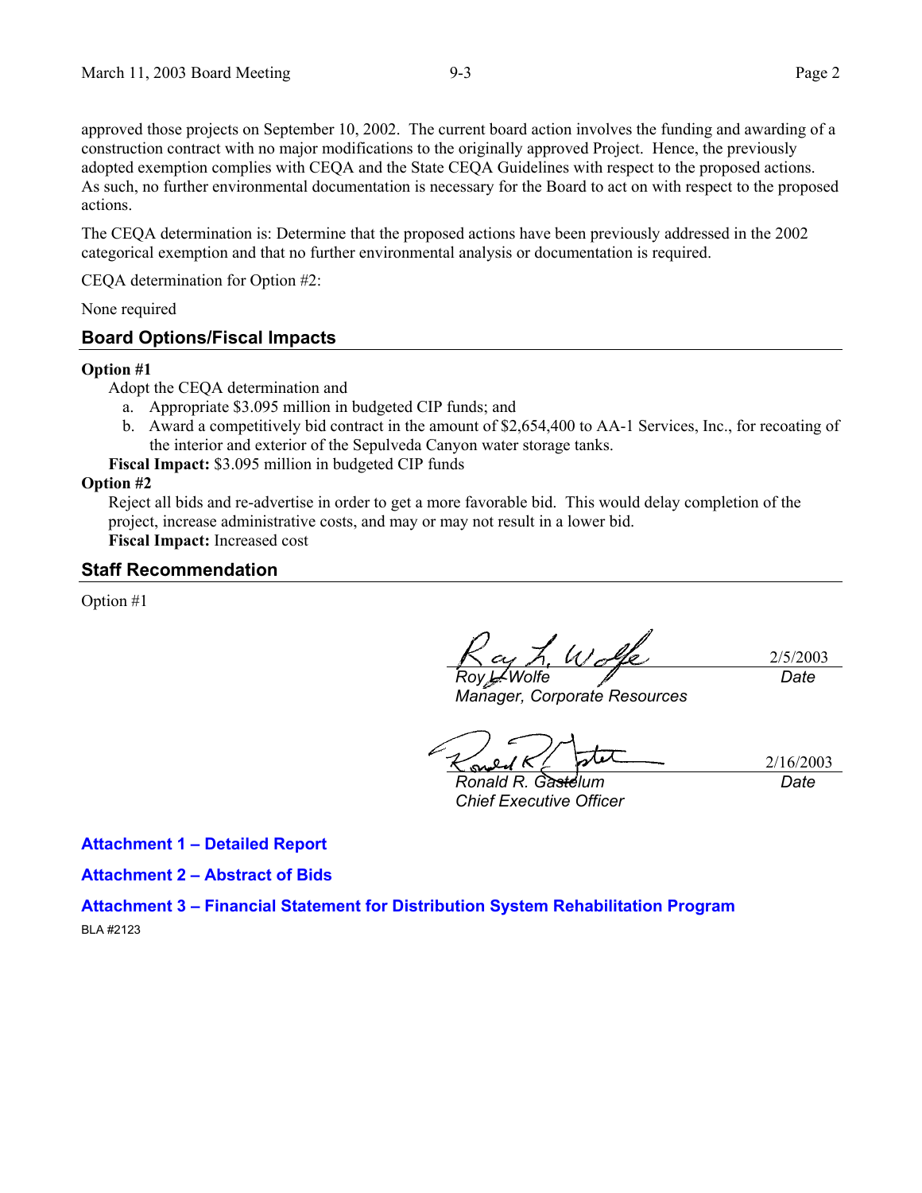approved those projects on September 10, 2002. The current board action involves the funding and awarding of a construction contract with no major modifications to the originally approved Project. Hence, the previously adopted exemption complies with CEQA and the State CEQA Guidelines with respect to the proposed actions. As such, no further environmental documentation is necessary for the Board to act on with respect to the proposed actions.

The CEQA determination is: Determine that the proposed actions have been previously addressed in the 2002 categorical exemption and that no further environmental analysis or documentation is required.

CEQA determination for Option #2:

None required

## Board Options/Fiscal Impacts

**Option #1**

Adopt the CEQA determination and

a. Appropriate $3.095 million in budgeted CIP funds; and
b. Award a competitively bid contract in the amount of $2,654,400 to AA-1 Services, Inc., for recoating of the interior and exterior of the Sepulveda Canyon water storage tanks.

**Fiscal Impact:** $3.095 million in budgeted CIP funds

**Option #2**

Reject all bids and re-advertise in order to get a more favorable bid. This would delay completion of the project, increase administrative costs, and may or may not result in a lower bid.

**Fiscal Impact:** Increased cost

## Staff Recommendation

Option #1

| | |
|---|---|
| *Roy L. Wolfe* | 2/5/2003 |
| *Manager, Corporate Resources* | *Date* |

| | |
|---|---|
| *Ronald R. Gastelum* | 2/16/2003 |
| *Chief Executive Officer* | *Date* |

**Attachment 1 – Detailed Report**

**Attachment 2 – Abstract of Bids**

**Attachment 3 – Financial Statement for Distribution System Rehabilitation Program**

BLA #2123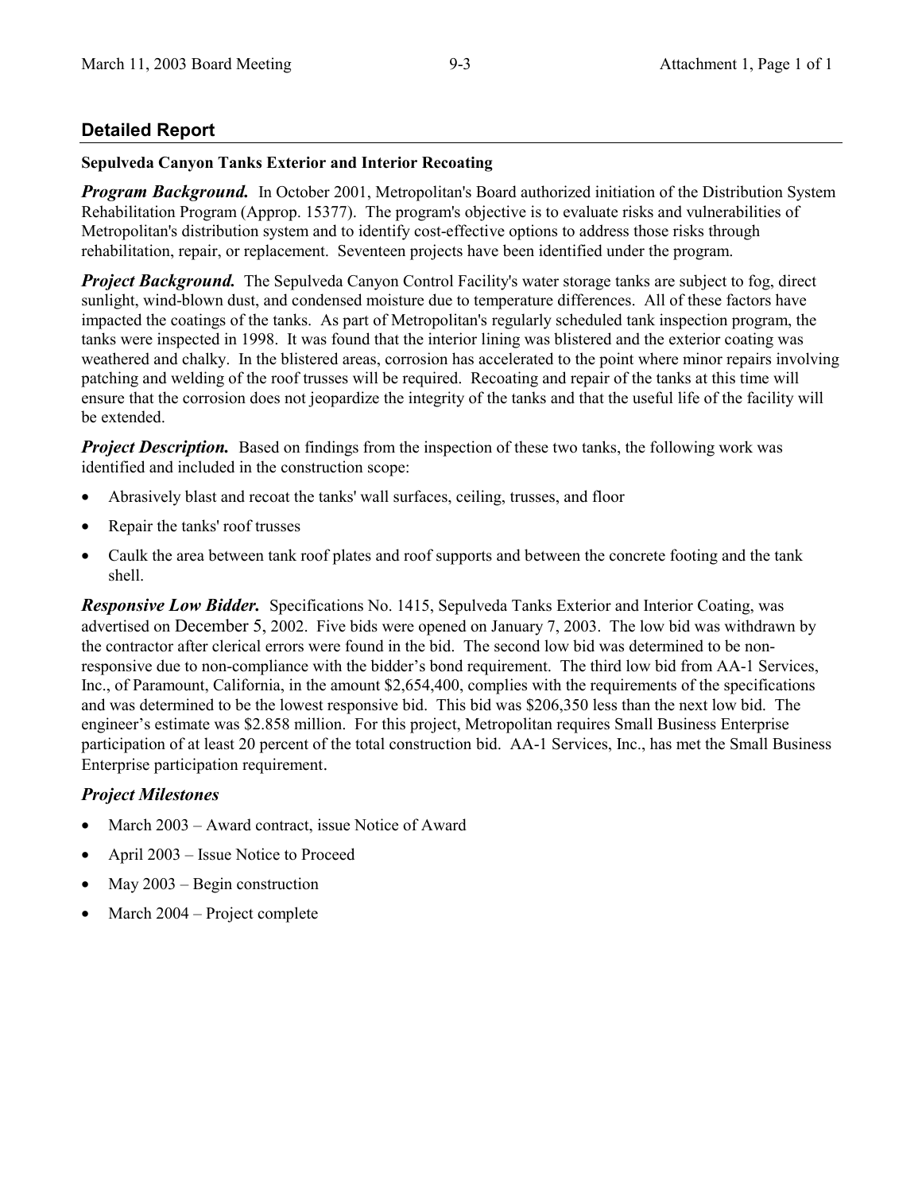## Detailed Report

**Sepulveda Canyon Tanks Exterior and Interior Recoating**

***Program Background.*** In October 2001, Metropolitan's Board authorized initiation of the Distribution System Rehabilitation Program (Approp. 15377). The program's objective is to evaluate risks and vulnerabilities of Metropolitan's distribution system and to identify cost-effective options to address those risks through rehabilitation, repair, or replacement. Seventeen projects have been identified under the program.

***Project Background.*** The Sepulveda Canyon Control Facility's water storage tanks are subject to fog, direct sunlight, wind-blown dust, and condensed moisture due to temperature differences. All of these factors have impacted the coatings of the tanks. As part of Metropolitan's regularly scheduled tank inspection program, the tanks were inspected in 1998. It was found that the interior lining was blistered and the exterior coating was weathered and chalky. In the blistered areas, corrosion has accelerated to the point where minor repairs involving patching and welding of the roof trusses will be required. Recoating and repair of the tanks at this time will ensure that the corrosion does not jeopardize the integrity of the tanks and that the useful life of the facility will be extended.

***Project Description.*** Based on findings from the inspection of these two tanks, the following work was identified and included in the construction scope:

- Abrasively blast and recoat the tanks' wall surfaces, ceiling, trusses, and floor
- Repair the tanks' roof trusses
- Caulk the area between tank roof plates and roof supports and between the concrete footing and the tank shell.

***Responsive Low Bidder.*** Specifications No. 1415, Sepulveda Tanks Exterior and Interior Coating, was advertised on December 5, 2002. Five bids were opened on January 7, 2003. The low bid was withdrawn by the contractor after clerical errors were found in the bid. The second low bid was determined to be non-responsive due to non-compliance with the bidder's bond requirement. The third low bid from AA-1 Services, Inc., of Paramount, California, in the amount $2,654,400, complies with the requirements of the specifications and was determined to be the lowest responsive bid. This bid was $206,350 less than the next low bid. The engineer's estimate was $2.858 million. For this project, Metropolitan requires Small Business Enterprise participation of at least 20 percent of the total construction bid. AA-1 Services, Inc., has met the Small Business Enterprise participation requirement.

### *Project Milestones*

- March 2003 – Award contract, issue Notice of Award
- April 2003 – Issue Notice to Proceed
- May 2003 – Begin construction
- March 2004 – Project complete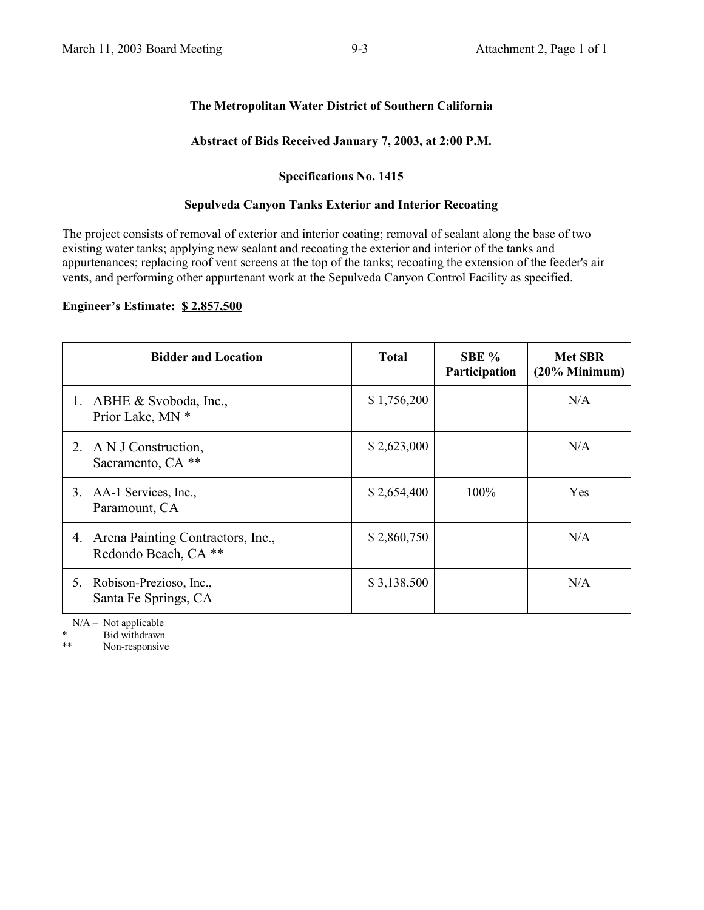**The Metropolitan Water District of Southern California**

**Abstract of Bids Received January 7, 2003, at 2:00 P.M.**

**Specifications No. 1415**

**Sepulveda Canyon Tanks Exterior and Interior Recoating**

The project consists of removal of exterior and interior coating; removal of sealant along the base of two existing water tanks; applying new sealant and recoating the exterior and interior of the tanks and appurtenances; replacing roof vent screens at the top of the tanks; recoating the extension of the feeder's air vents, and performing other appurtenant work at the Sepulveda Canyon Control Facility as specified.

**Engineer's Estimate: $ 2,857,500**

| Bidder and Location | Total | SBE % Participation | Met SBR (20% Minimum) |
|---|---|---|---|
| 1. ABHE & Svoboda, Inc., Prior Lake, MN * | $ 1,756,200 | | N/A |
| 2. A N J Construction, Sacramento, CA ** | $ 2,623,000 | | N/A |
| 3. AA-1 Services, Inc., Paramount, CA | $ 2,654,400 | 100% | Yes |
| 4. Arena Painting Contractors, Inc., Redondo Beach, CA ** | $ 2,860,750 | | N/A |
| 5. Robison-Prezioso, Inc., Santa Fe Springs, CA | $ 3,138,500 | | N/A |

N/A – Not applicable
* Bid withdrawn
** Non-responsive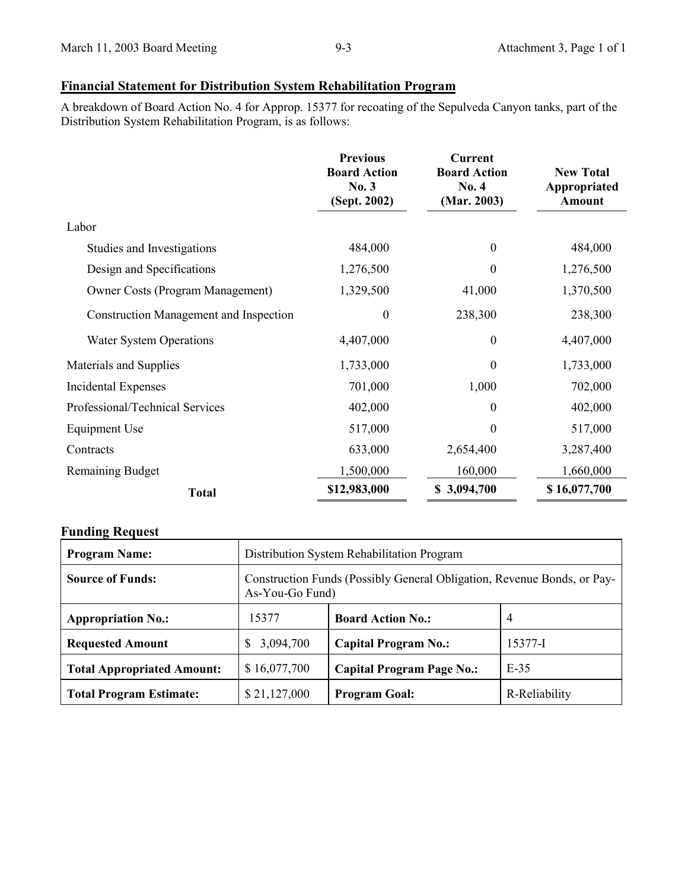## Financial Statement for Distribution System Rehabilitation Program

A breakdown of Board Action No. 4 for Approp. 15377 for recoating of the Sepulveda Canyon tanks, part of the Distribution System Rehabilitation Program, is as follows:

| | Previous Board Action No. 3 (Sept. 2002) | Current Board Action No. 4 (Mar. 2003) | New Total Appropriated Amount |
|---|---|---|---|
| Labor | | | |
| Studies and Investigations | 484,000 | 0 | 484,000 |
| Design and Specifications | 1,276,500 | 0 | 1,276,500 |
| Owner Costs (Program Management) | 1,329,500 | 41,000 | 1,370,500 |
| Construction Management and Inspection | 0 | 238,300 | 238,300 |
| Water System Operations | 4,407,000 | 0 | 4,407,000 |
| Materials and Supplies | 1,733,000 | 0 | 1,733,000 |
| Incidental Expenses | 701,000 | 1,000 | 702,000 |
| Professional/Technical Services | 402,000 | 0 | 402,000 |
| Equipment Use | 517,000 | 0 | 517,000 |
| Contracts | 633,000 | 2,654,400 | 3,287,400 |
| Remaining Budget | 1,500,000 | 160,000 | 1,660,000 |
| **Total** | **$12,983,000** | **$ 3,094,700** | **$ 16,077,700** |

### Funding Request

| | | | |
|---|---|---|---|
| **Program Name:** | Distribution System Rehabilitation Program | | |
| **Source of Funds:** | Construction Funds (Possibly General Obligation, Revenue Bonds, or Pay-As-You-Go Fund) | | |
| **Appropriation No.:** | 15377 | **Board Action No.:** | 4 |
| **Requested Amount** | $ 3,094,700 | **Capital Program No.:** | 15377-I |
| **Total Appropriated Amount:** | $ 16,077,700 | **Capital Program Page No.:** | E-35 |
| **Total Program Estimate:** | $ 21,127,000 | **Program Goal:** | R-Reliability |